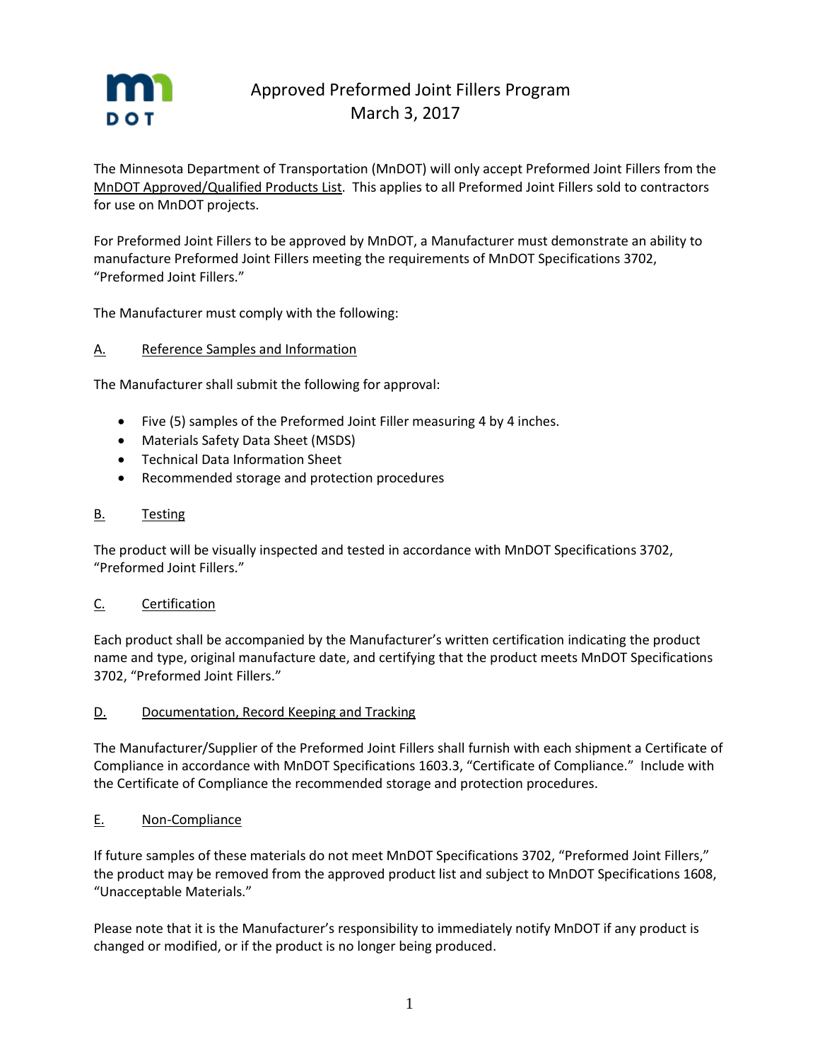# Approved Preformed Joint Fillers Program
March 3, 2017

The Minnesota Department of Transportation (MnDOT) will only accept Preformed Joint Fillers from the MnDOT Approved/Qualified Products List. This applies to all Preformed Joint Fillers sold to contractors for use on MnDOT projects.

For Preformed Joint Fillers to be approved by MnDOT, a Manufacturer must demonstrate an ability to manufacture Preformed Joint Fillers meeting the requirements of MnDOT Specifications 3702, "Preformed Joint Fillers."

The Manufacturer must comply with the following:

## A. Reference Samples and Information

The Manufacturer shall submit the following for approval:

- Five (5) samples of the Preformed Joint Filler measuring 4 by 4 inches.
- Materials Safety Data Sheet (MSDS)
- Technical Data Information Sheet
- Recommended storage and protection procedures

## B. Testing

The product will be visually inspected and tested in accordance with MnDOT Specifications 3702, "Preformed Joint Fillers."

## C. Certification

Each product shall be accompanied by the Manufacturer's written certification indicating the product name and type, original manufacture date, and certifying that the product meets MnDOT Specifications 3702, "Preformed Joint Fillers."

## D. Documentation, Record Keeping and Tracking

The Manufacturer/Supplier of the Preformed Joint Fillers shall furnish with each shipment a Certificate of Compliance in accordance with MnDOT Specifications 1603.3, "Certificate of Compliance." Include with the Certificate of Compliance the recommended storage and protection procedures.

## E. Non-Compliance

If future samples of these materials do not meet MnDOT Specifications 3702, "Preformed Joint Fillers," the product may be removed from the approved product list and subject to MnDOT Specifications 1608, "Unacceptable Materials."

Please note that it is the Manufacturer's responsibility to immediately notify MnDOT if any product is changed or modified, or if the product is no longer being produced.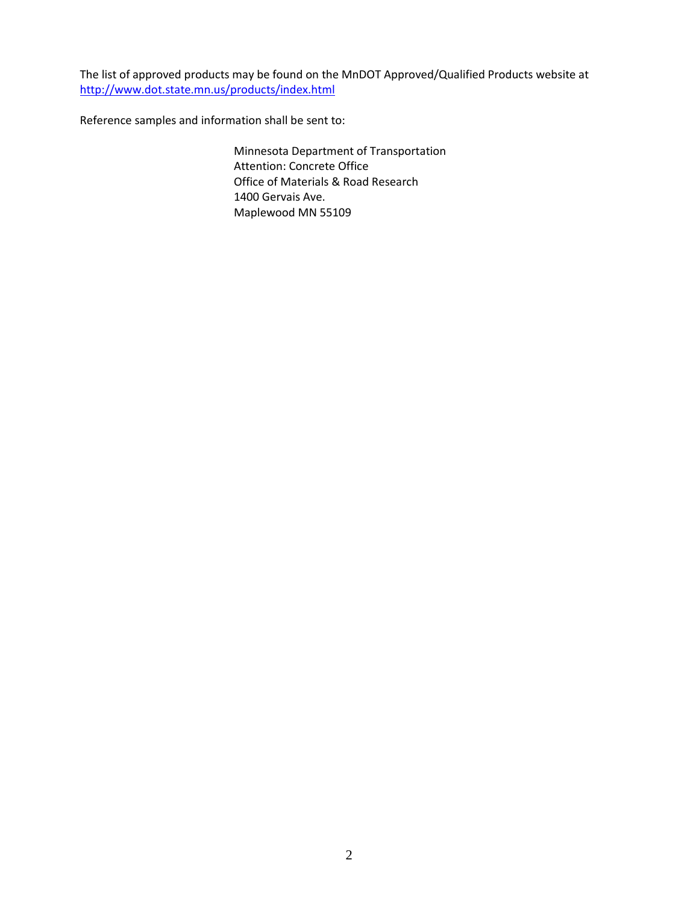The list of approved products may be found on the MnDOT Approved/Qualified Products website at [http://www.dot.state.mn.us/products/index.html](http://www.dot.state.mn.us/products/index.html)

Reference samples and information shall be sent to:

Minnesota Department of Transportation
Attention: Concrete Office
Office of Materials & Road Research
1400 Gervais Ave.
Maplewood MN 55109